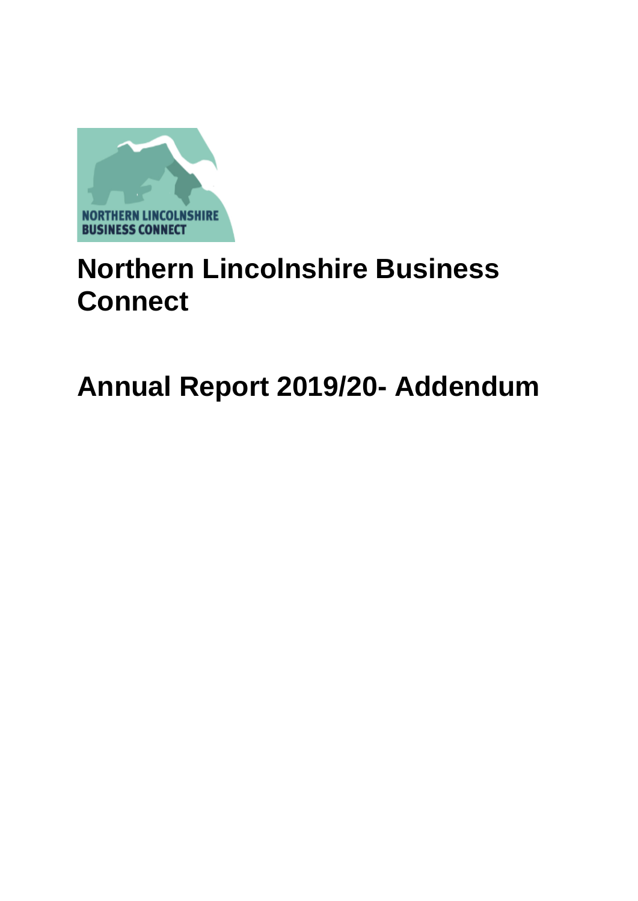# Northern Lincolnshire Business Connect

# Annual Report 2019/20- Addendum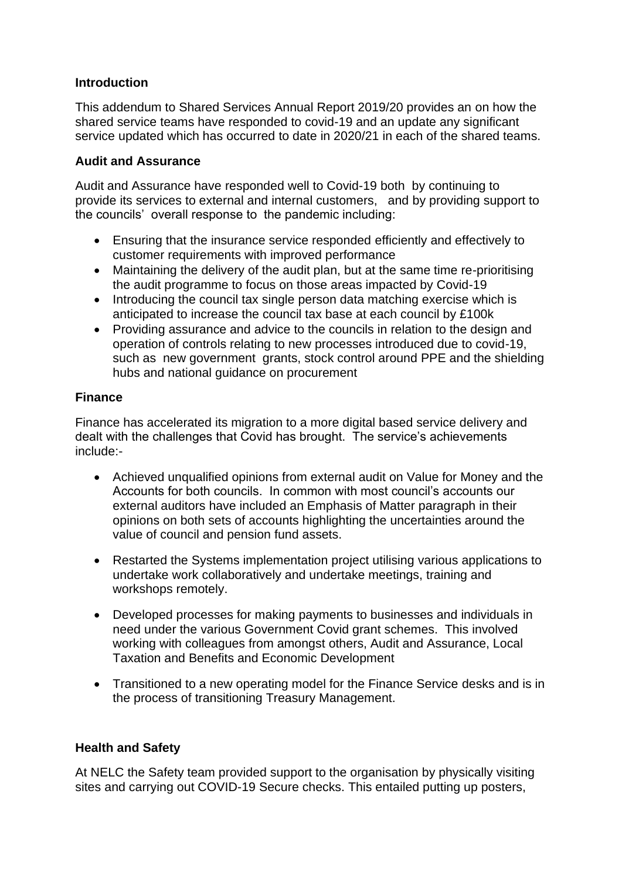**Introduction**

This addendum to Shared Services Annual Report 2019/20 provides an on how the shared service teams have responded to covid-19 and an update any significant service updated which has occurred to date in 2020/21 in each of the shared teams.

**Audit and Assurance**

Audit and Assurance have responded well to Covid-19 both by continuing to provide its services to external and internal customers, and by providing support to the councils' overall response to the pandemic including:

- Ensuring that the insurance service responded efficiently and effectively to customer requirements with improved performance
- Maintaining the delivery of the audit plan, but at the same time re-prioritising the audit programme to focus on those areas impacted by Covid-19
- Introducing the council tax single person data matching exercise which is anticipated to increase the council tax base at each council by £100k
- Providing assurance and advice to the councils in relation to the design and operation of controls relating to new processes introduced due to covid-19, such as new government grants, stock control around PPE and the shielding hubs and national guidance on procurement

**Finance**

Finance has accelerated its migration to a more digital based service delivery and dealt with the challenges that Covid has brought. The service's achievements include:-

- Achieved unqualified opinions from external audit on Value for Money and the Accounts for both councils. In common with most council's accounts our external auditors have included an Emphasis of Matter paragraph in their opinions on both sets of accounts highlighting the uncertainties around the value of council and pension fund assets.

- Restarted the Systems implementation project utilising various applications to undertake work collaboratively and undertake meetings, training and workshops remotely.

- Developed processes for making payments to businesses and individuals in need under the various Government Covid grant schemes. This involved working with colleagues from amongst others, Audit and Assurance, Local Taxation and Benefits and Economic Development

- Transitioned to a new operating model for the Finance Service desks and is in the process of transitioning Treasury Management.

**Health and Safety**

At NELC the Safety team provided support to the organisation by physically visiting sites and carrying out COVID-19 Secure checks. This entailed putting up posters,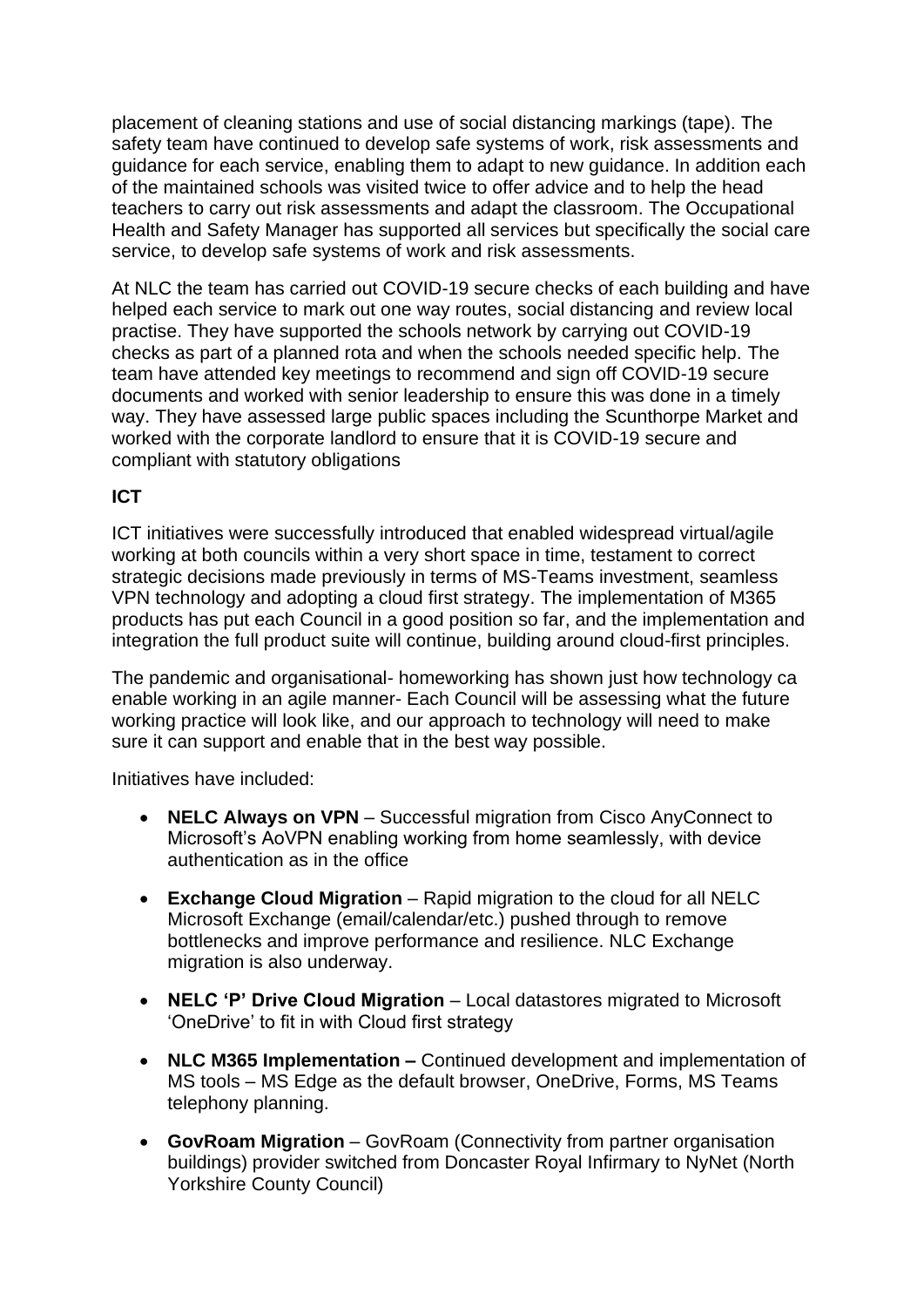placement of cleaning stations and use of social distancing markings (tape). The safety team have continued to develop safe systems of work, risk assessments and guidance for each service, enabling them to adapt to new guidance. In addition each of the maintained schools was visited twice to offer advice and to help the head teachers to carry out risk assessments and adapt the classroom. The Occupational Health and Safety Manager has supported all services but specifically the social care service, to develop safe systems of work and risk assessments.

At NLC the team has carried out COVID-19 secure checks of each building and have helped each service to mark out one way routes, social distancing and review local practise. They have supported the schools network by carrying out COVID-19 checks as part of a planned rota and when the schools needed specific help. The team have attended key meetings to recommend and sign off COVID-19 secure documents and worked with senior leadership to ensure this was done in a timely way. They have assessed large public spaces including the Scunthorpe Market and worked with the corporate landlord to ensure that it is COVID-19 secure and compliant with statutory obligations

**ICT**

ICT initiatives were successfully introduced that enabled widespread virtual/agile working at both councils within a very short space in time, testament to correct strategic decisions made previously in terms of MS-Teams investment, seamless VPN technology and adopting a cloud first strategy. The implementation of M365 products has put each Council in a good position so far, and the implementation and integration the full product suite will continue, building around cloud-first principles.

The pandemic and organisational- homeworking has shown just how technology ca enable working in an agile manner- Each Council will be assessing what the future working practice will look like, and our approach to technology will need to make sure it can support and enable that in the best way possible.

Initiatives have included:

- **NELC Always on VPN** – Successful migration from Cisco AnyConnect to Microsoft's AoVPN enabling working from home seamlessly, with device authentication as in the office
- **Exchange Cloud Migration** – Rapid migration to the cloud for all NELC Microsoft Exchange (email/calendar/etc.) pushed through to remove bottlenecks and improve performance and resilience. NLC Exchange migration is also underway.
- **NELC 'P' Drive Cloud Migration** – Local datastores migrated to Microsoft 'OneDrive' to fit in with Cloud first strategy
- **NLC M365 Implementation –** Continued development and implementation of MS tools – MS Edge as the default browser, OneDrive, Forms, MS Teams telephony planning.
- **GovRoam Migration** – GovRoam (Connectivity from partner organisation buildings) provider switched from Doncaster Royal Infirmary to NyNet (North Yorkshire County Council)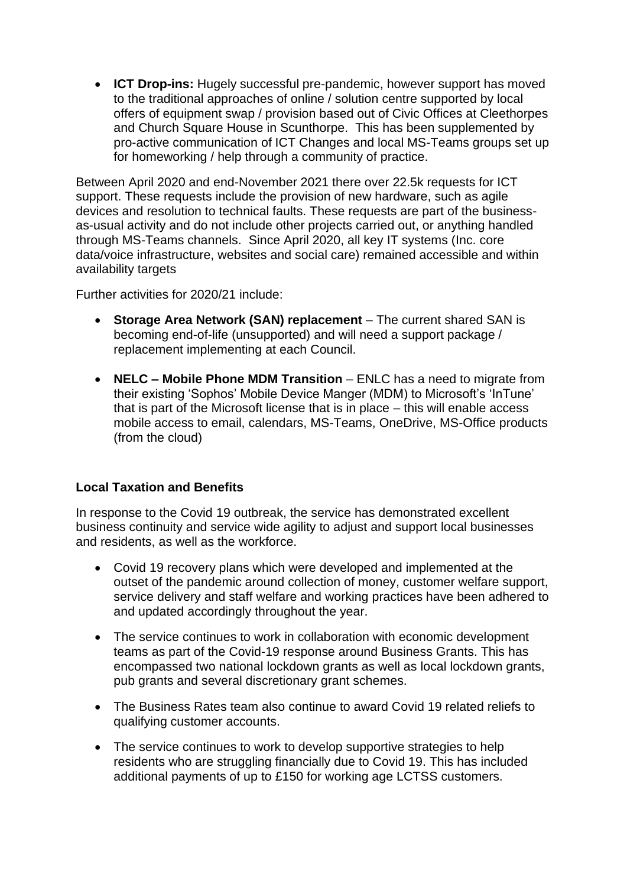- **ICT Drop-ins:** Hugely successful pre-pandemic, however support has moved to the traditional approaches of online / solution centre supported by local offers of equipment swap / provision based out of Civic Offices at Cleethorpes and Church Square House in Scunthorpe. This has been supplemented by pro-active communication of ICT Changes and local MS-Teams groups set up for homeworking / help through a community of practice.

Between April 2020 and end-November 2021 there over 22.5k requests for ICT support. These requests include the provision of new hardware, such as agile devices and resolution to technical faults. These requests are part of the business-as-usual activity and do not include other projects carried out, or anything handled through MS-Teams channels. Since April 2020, all key IT systems (Inc. core data/voice infrastructure, websites and social care) remained accessible and within availability targets

Further activities for 2020/21 include:

- **Storage Area Network (SAN) replacement** – The current shared SAN is becoming end-of-life (unsupported) and will need a support package / replacement implementing at each Council.
- **NELC – Mobile Phone MDM Transition** – ENLC has a need to migrate from their existing 'Sophos' Mobile Device Manger (MDM) to Microsoft's 'InTune' that is part of the Microsoft license that is in place – this will enable access mobile access to email, calendars, MS-Teams, OneDrive, MS-Office products (from the cloud)

**Local Taxation and Benefits**

In response to the Covid 19 outbreak, the service has demonstrated excellent business continuity and service wide agility to adjust and support local businesses and residents, as well as the workforce.

- Covid 19 recovery plans which were developed and implemented at the outset of the pandemic around collection of money, customer welfare support, service delivery and staff welfare and working practices have been adhered to and updated accordingly throughout the year.
- The service continues to work in collaboration with economic development teams as part of the Covid-19 response around Business Grants. This has encompassed two national lockdown grants as well as local lockdown grants, pub grants and several discretionary grant schemes.
- The Business Rates team also continue to award Covid 19 related reliefs to qualifying customer accounts.
- The service continues to work to develop supportive strategies to help residents who are struggling financially due to Covid 19. This has included additional payments of up to £150 for working age LCTSS customers.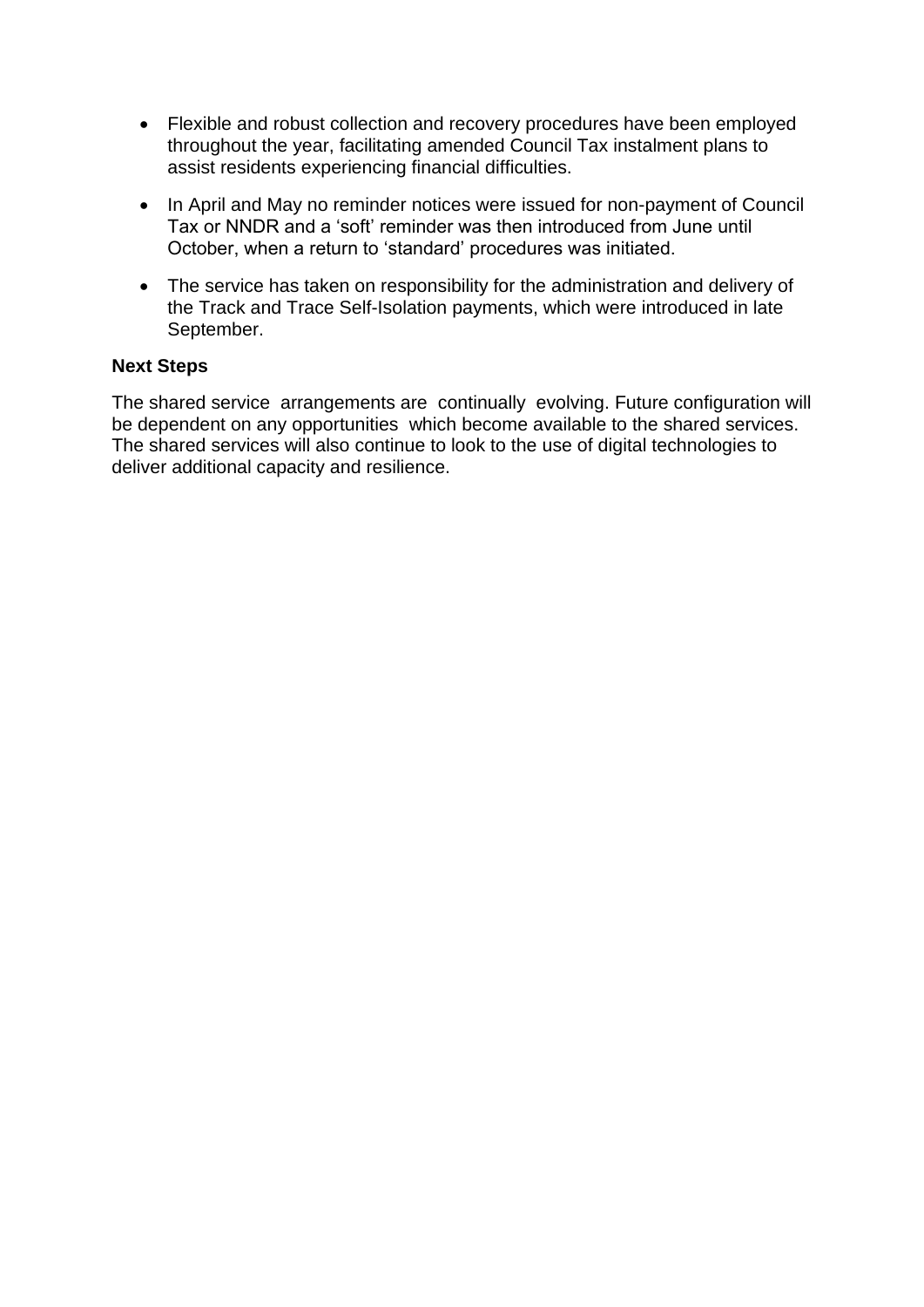- Flexible and robust collection and recovery procedures have been employed throughout the year, facilitating amended Council Tax instalment plans to assist residents experiencing financial difficulties.
- In April and May no reminder notices were issued for non-payment of Council Tax or NNDR and a 'soft' reminder was then introduced from June until October, when a return to 'standard' procedures was initiated.
- The service has taken on responsibility for the administration and delivery of the Track and Trace Self-Isolation payments, which were introduced in late September.

**Next Steps**

The shared service arrangements are continually evolving. Future configuration will be dependent on any opportunities which become available to the shared services. The shared services will also continue to look to the use of digital technologies to deliver additional capacity and resilience.